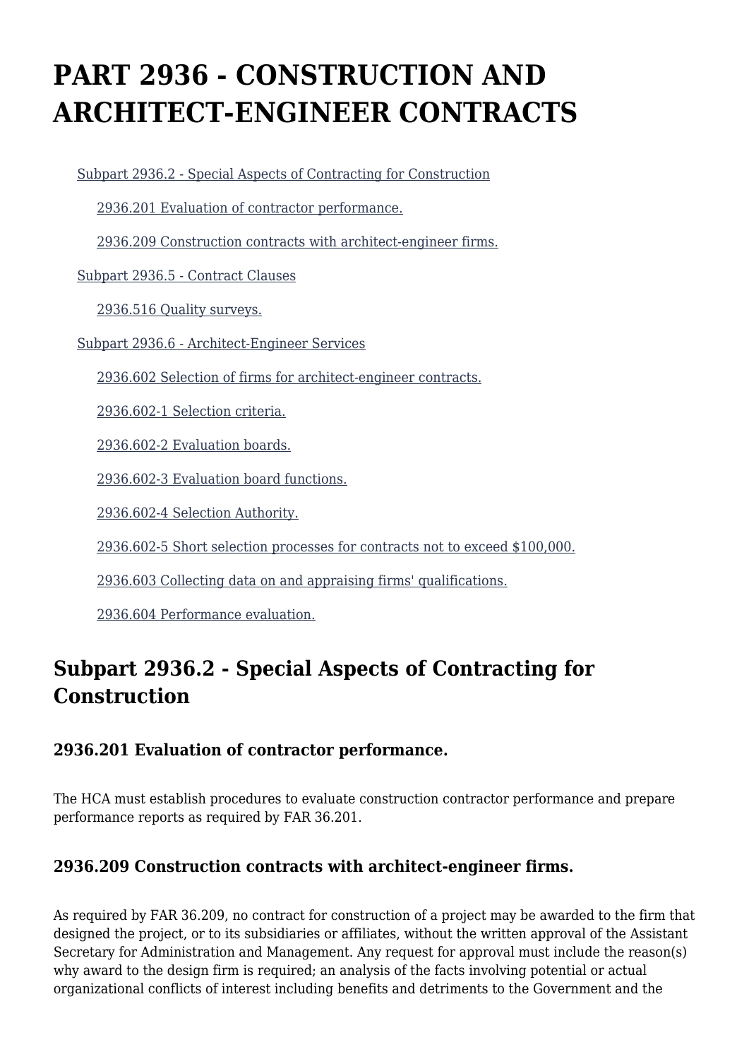# PART 2936 - CONSTRUCTION AND ARCHITECT-ENGINEER CONTRACTS

- Subpart 2936.2 - Special Aspects of Contracting for Construction
  - 2936.201 Evaluation of contractor performance.
  - 2936.209 Construction contracts with architect-engineer firms.
- Subpart 2936.5 - Contract Clauses
  - 2936.516 Quality surveys.
- Subpart 2936.6 - Architect-Engineer Services
  - 2936.602 Selection of firms for architect-engineer contracts.
  - 2936.602-1 Selection criteria.
  - 2936.602-2 Evaluation boards.
  - 2936.602-3 Evaluation board functions.
  - 2936.602-4 Selection Authority.
  - 2936.602-5 Short selection processes for contracts not to exceed $100,000.
  - 2936.603 Collecting data on and appraising firms' qualifications.
  - 2936.604 Performance evaluation.

## Subpart 2936.2 - Special Aspects of Contracting for Construction

### 2936.201 Evaluation of contractor performance.

The HCA must establish procedures to evaluate construction contractor performance and prepare performance reports as required by FAR 36.201.

### 2936.209 Construction contracts with architect-engineer firms.

As required by FAR 36.209, no contract for construction of a project may be awarded to the firm that designed the project, or to its subsidiaries or affiliates, without the written approval of the Assistant Secretary for Administration and Management. Any request for approval must include the reason(s) why award to the design firm is required; an analysis of the facts involving potential or actual organizational conflicts of interest including benefits and detriments to the Government and the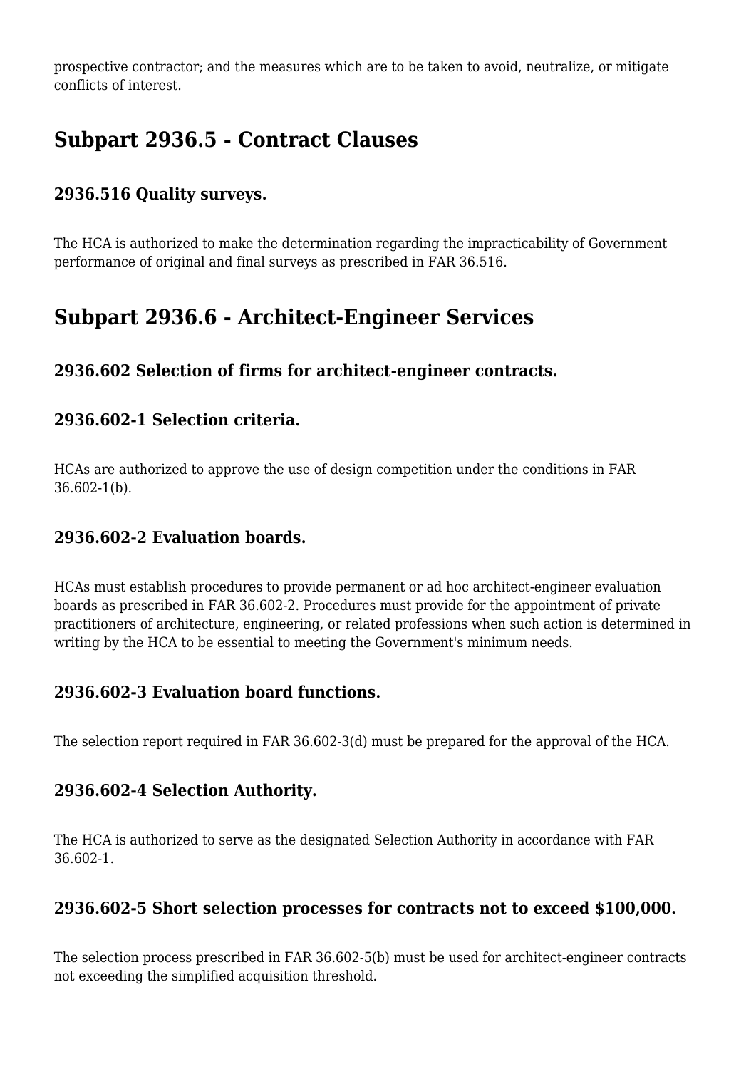prospective contractor; and the measures which are to be taken to avoid, neutralize, or mitigate conflicts of interest.

## Subpart 2936.5 - Contract Clauses

### 2936.516 Quality surveys.

The HCA is authorized to make the determination regarding the impracticability of Government performance of original and final surveys as prescribed in FAR 36.516.

## Subpart 2936.6 - Architect-Engineer Services

### 2936.602 Selection of firms for architect-engineer contracts.

### 2936.602-1 Selection criteria.

HCAs are authorized to approve the use of design competition under the conditions in FAR 36.602-1(b).

### 2936.602-2 Evaluation boards.

HCAs must establish procedures to provide permanent or ad hoc architect-engineer evaluation boards as prescribed in FAR 36.602-2. Procedures must provide for the appointment of private practitioners of architecture, engineering, or related professions when such action is determined in writing by the HCA to be essential to meeting the Government's minimum needs.

### 2936.602-3 Evaluation board functions.

The selection report required in FAR 36.602-3(d) must be prepared for the approval of the HCA.

### 2936.602-4 Selection Authority.

The HCA is authorized to serve as the designated Selection Authority in accordance with FAR 36.602-1.

### 2936.602-5 Short selection processes for contracts not to exceed $100,000.

The selection process prescribed in FAR 36.602-5(b) must be used for architect-engineer contracts not exceeding the simplified acquisition threshold.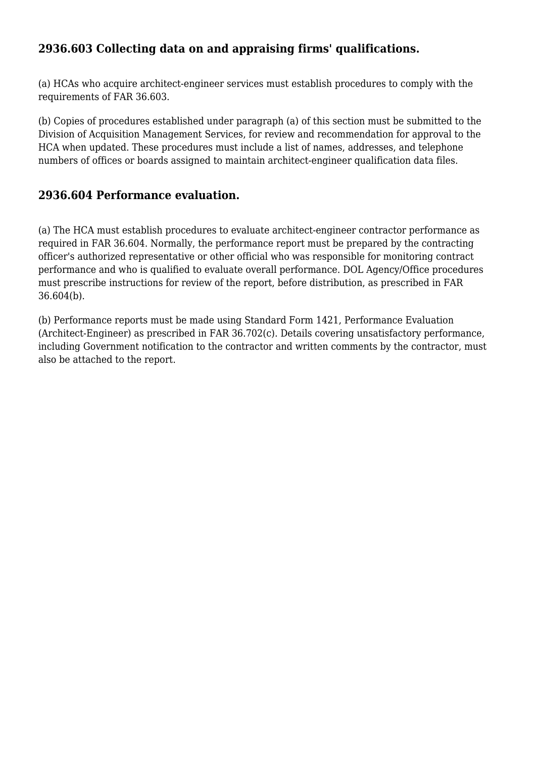## 2936.603 Collecting data on and appraising firms' qualifications.

(a) HCAs who acquire architect-engineer services must establish procedures to comply with the requirements of FAR 36.603.

(b) Copies of procedures established under paragraph (a) of this section must be submitted to the Division of Acquisition Management Services, for review and recommendation for approval to the HCA when updated. These procedures must include a list of names, addresses, and telephone numbers of offices or boards assigned to maintain architect-engineer qualification data files.

## 2936.604 Performance evaluation.

(a) The HCA must establish procedures to evaluate architect-engineer contractor performance as required in FAR 36.604. Normally, the performance report must be prepared by the contracting officer's authorized representative or other official who was responsible for monitoring contract performance and who is qualified to evaluate overall performance. DOL Agency/Office procedures must prescribe instructions for review of the report, before distribution, as prescribed in FAR 36.604(b).

(b) Performance reports must be made using Standard Form 1421, Performance Evaluation (Architect-Engineer) as prescribed in FAR 36.702(c). Details covering unsatisfactory performance, including Government notification to the contractor and written comments by the contractor, must also be attached to the report.